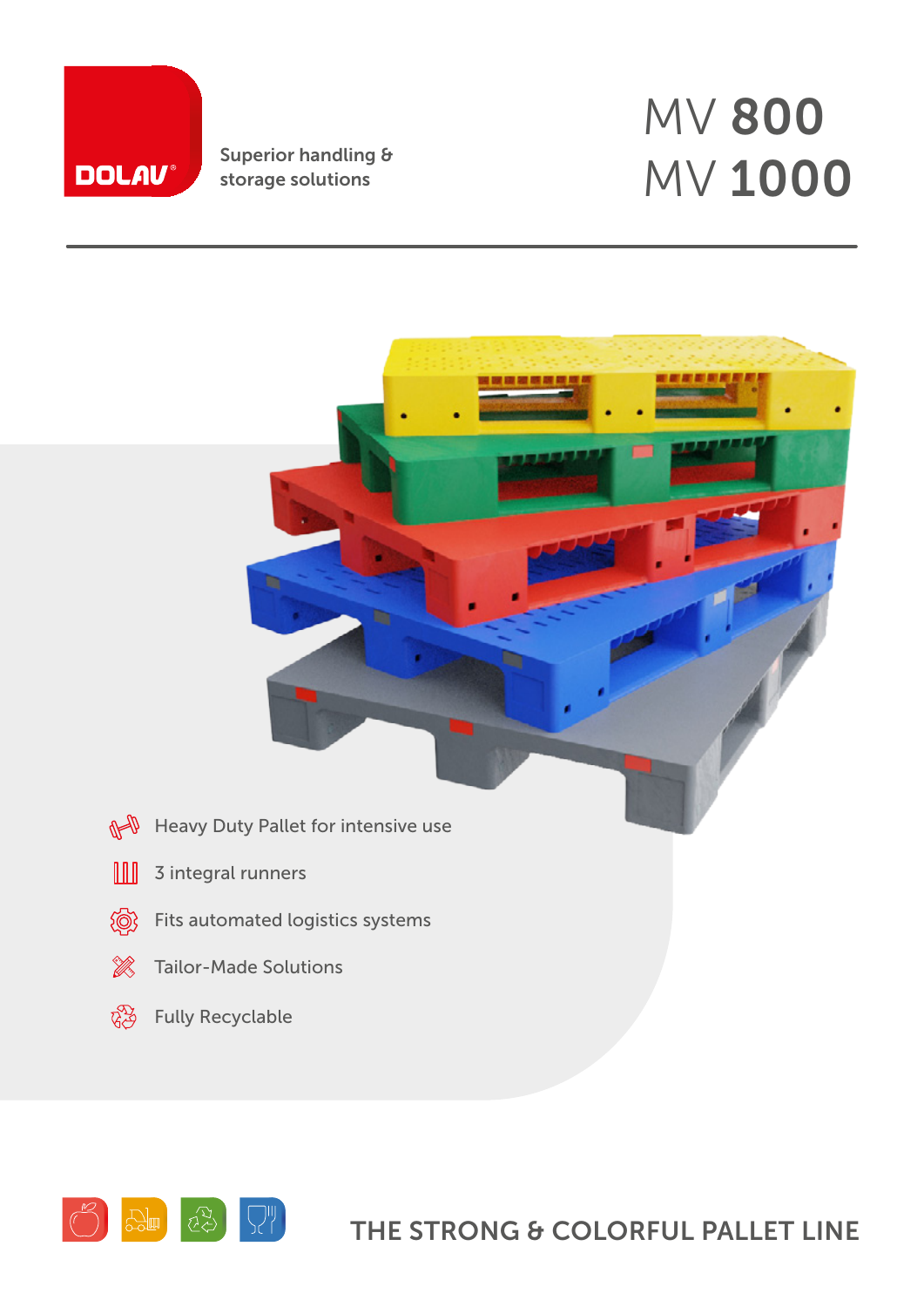DOLAV®

Superior handling & storage solutions

# MV 800
# MV 1000

- Heavy Duty Pallet for intensive use
- 3 integral runners
- Fits automated logistics systems
- Tailor-Made Solutions
- Fully Recyclable

## THE STRONG & COLORFUL PALLET LINE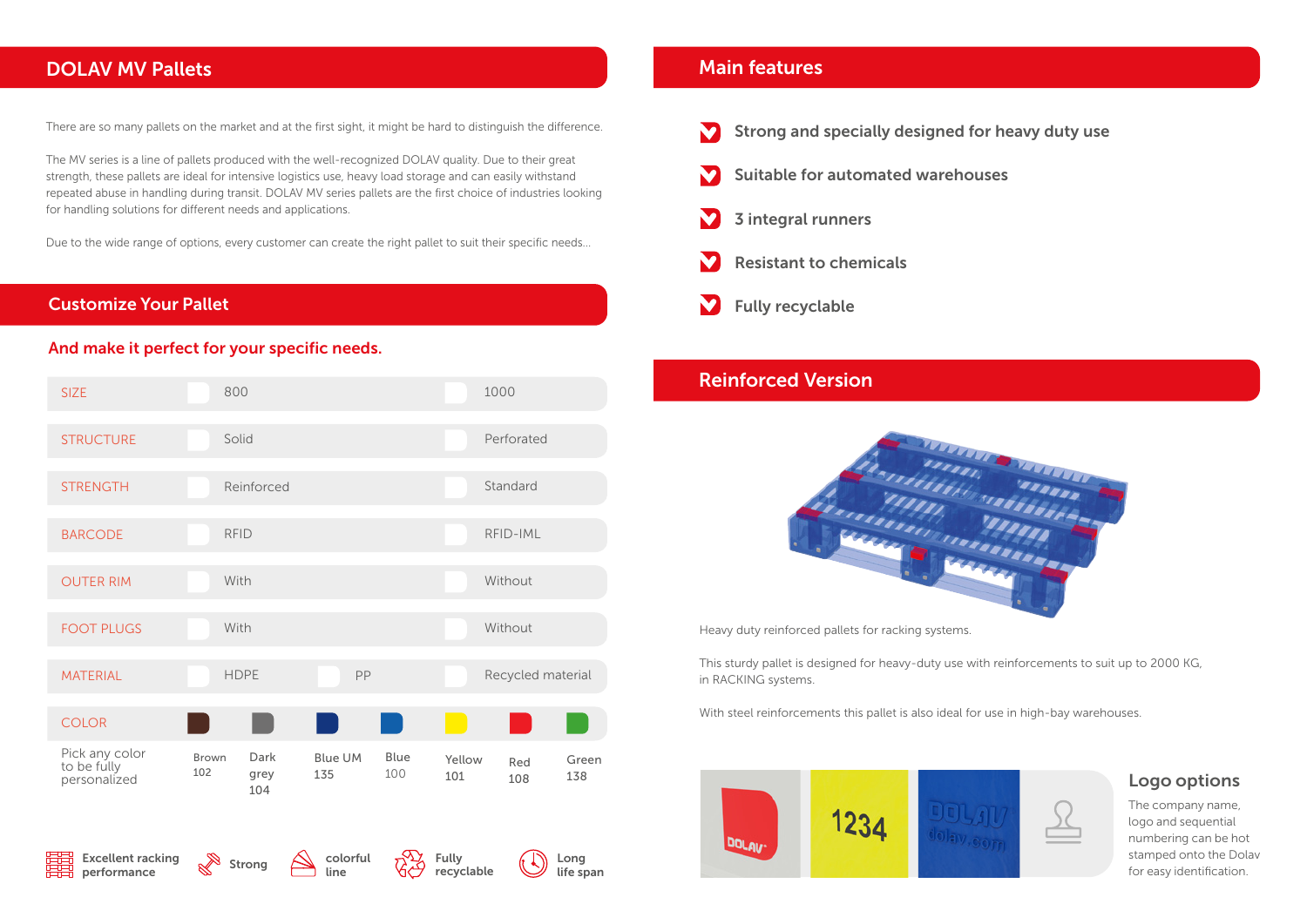## DOLAV MV Pallets

There are so many pallets on the market and at the first sight, it might be hard to distinguish the difference.

The MV series is a line of pallets produced with the well-recognized DOLAV quality. Due to their great strength, these pallets are ideal for intensive logistics use, heavy load storage and can easily withstand repeated abuse in handling during transit. DOLAV MV series pallets are the first choice of industries looking for handling solutions for different needs and applications.

Due to the wide range of options, every customer can create the right pallet to suit their specific needs...

## Customize Your Pallet

### And make it perfect for your specific needs.

| | | | |
|---|---|---|---|
| SIZE | 800 | | 1000 |
| STRUCTURE | Solid | | Perforated |
| STRENGTH | Reinforced | | Standard |
| BARCODE | RFID | | RFID-IML |
| OUTER RIM | With | | Without |
| FOOT PLUGS | With | | Without |
| MATERIAL | HDPE | PP | Recycled material |

| COLOR | | | | | | | |
|---|---|---|---|---|---|---|---|
| Pick any color to be fully personalized | Brown 102 | Dark grey 104 | Blue UM 135 | Blue 100 | Yellow 101 | Red 108 | Green 138 |

Excellent racking performance · Strong · colorful line · Fully recyclable · Long life span

## Main features

- Strong and specially designed for heavy duty use
- Suitable for automated warehouses
- 3 integral runners
- Resistant to chemicals
- Fully recyclable

## Reinforced Version

Heavy duty reinforced pallets for racking systems.

This sturdy pallet is designed for heavy-duty use with reinforcements to suit up to 2000 KG, in RACKING systems.

With steel reinforcements this pallet is also ideal for use in high-bay warehouses.

### Logo options

The company name, logo and sequential numbering can be hot stamped onto the Dolav for easy identification.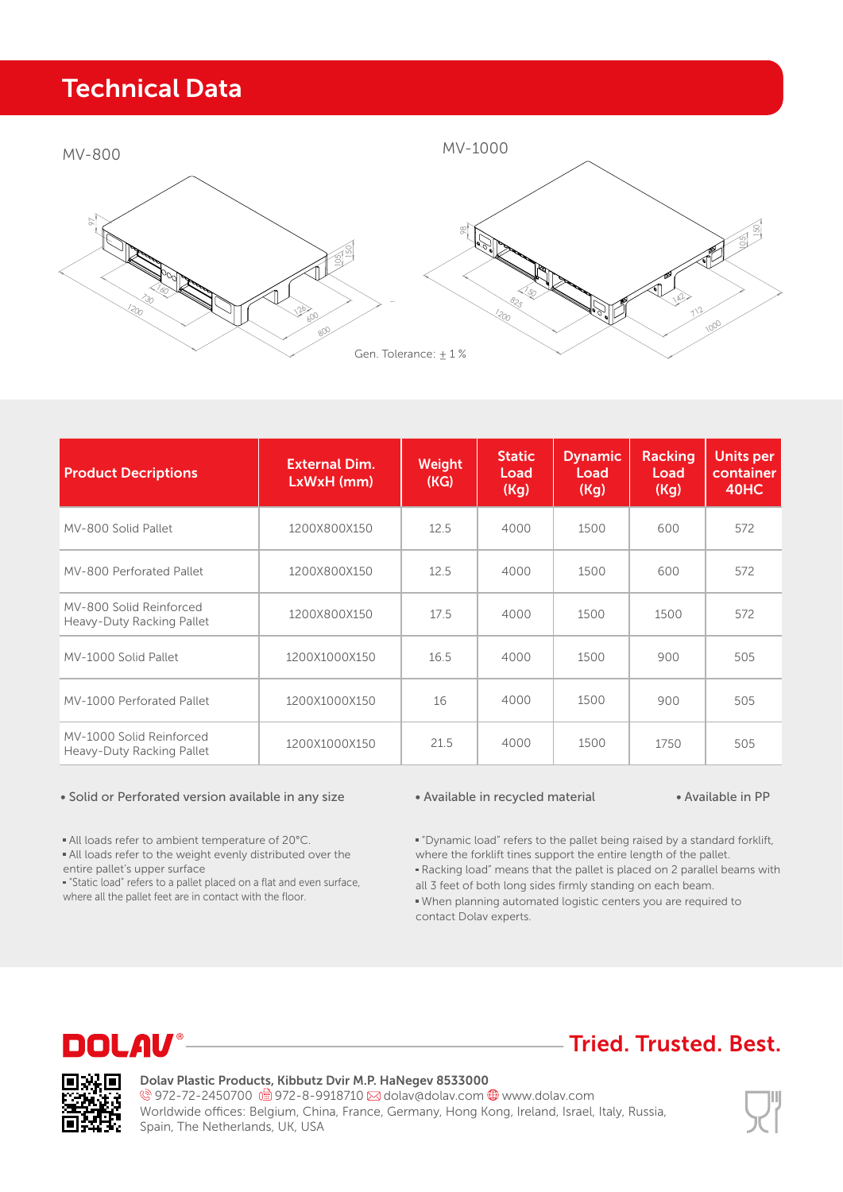# Technical Data

MV-800

MV-1000

Gen. Tolerance: ± 1 %

| Product Decriptions | External Dim. LxWxH (mm) | Weight (KG) | Static Load (Kg) | Dynamic Load (Kg) | Racking Load (Kg) | Units per container 40HC |
|---|---|---|---|---|---|---|
| MV-800 Solid Pallet | 1200X800X150 | 12.5 | 4000 | 1500 | 600 | 572 |
| MV-800 Perforated Pallet | 1200X800X150 | 12.5 | 4000 | 1500 | 600 | 572 |
| MV-800 Solid Reinforced Heavy-Duty Racking Pallet | 1200X800X150 | 17.5 | 4000 | 1500 | 1500 | 572 |
| MV-1000 Solid Pallet | 1200X1000X150 | 16.5 | 4000 | 1500 | 900 | 505 |
| MV-1000 Perforated Pallet | 1200X1000X150 | 16 | 4000 | 1500 | 900 | 505 |
| MV-1000 Solid Reinforced Heavy-Duty Racking Pallet | 1200X1000X150 | 21.5 | 4000 | 1500 | 1750 | 505 |

- Solid or Perforated version available in any size
- Available in recycled material
- Available in PP

- All loads refer to ambient temperature of 20°C.
- All loads refer to the weight evenly distributed over the entire pallet's upper surface
- "Static load" refers to a pallet placed on a flat and even surface, where all the pallet feet are in contact with the floor.
- "Dynamic load" refers to the pallet being raised by a standard forklift, where the forklift tines support the entire length of the pallet.
- Racking load" means that the pallet is placed on 2 parallel beams with all 3 feet of both long sides firmly standing on each beam.
- When planning automated logistic centers you are required to contact Dolav experts.

DOLAV® Tried. Trusted. Best.

**Dolav Plastic Products, Kibbutz Dvir M.P. HaNegev 8533000**
972-72-2450700 972-8-9918710 dolav@dolav.com www.dolav.com
Worldwide offices: Belgium, China, France, Germany, Hong Kong, Ireland, Israel, Italy, Russia, Spain, The Netherlands, UK, USA